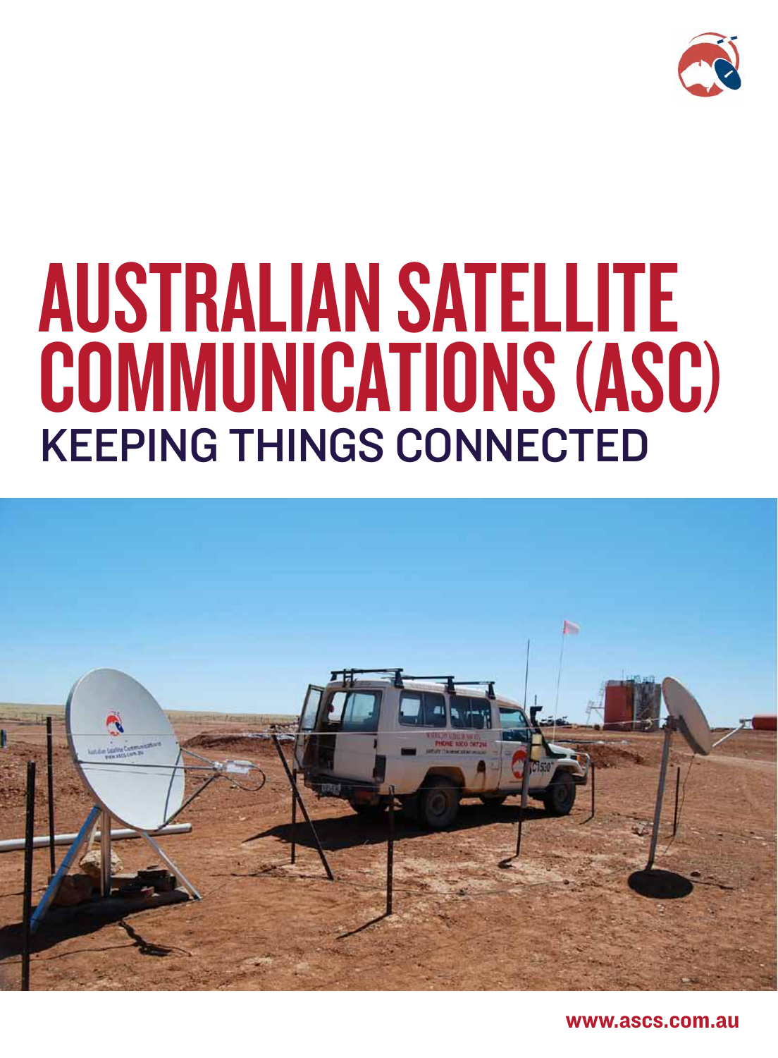# AUSTRALIAN SATELLITE COMMUNICATIONS (ASC)

## KEEPING THINGS CONNECTED

www.ascs.com.au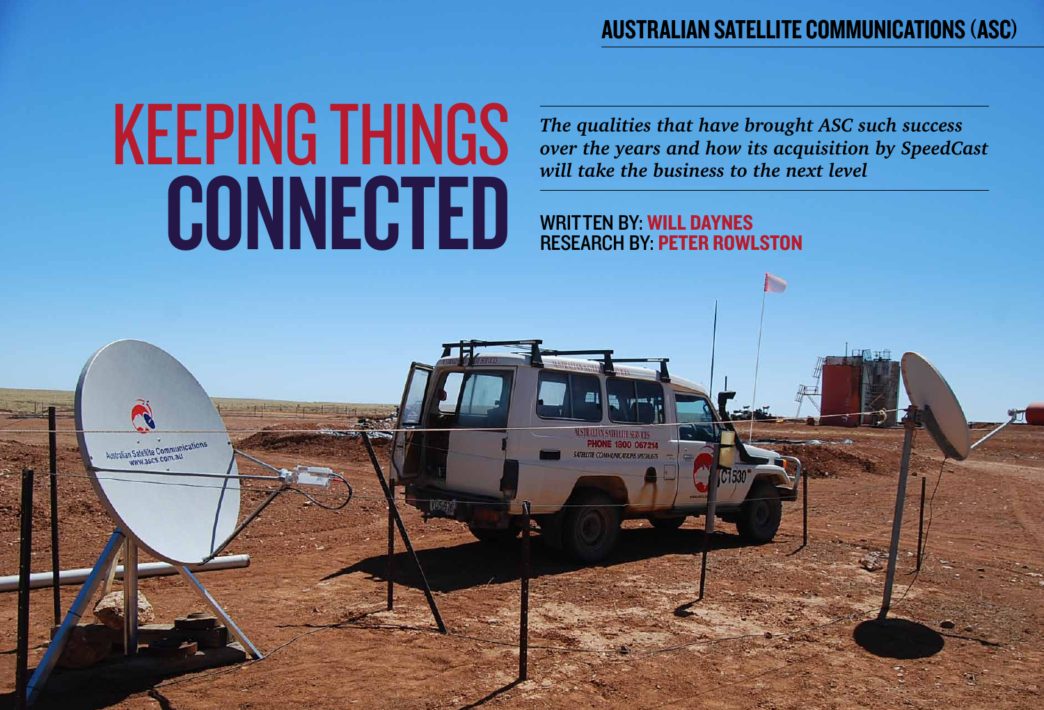# KEEPING THINGS CONNECTED

*The qualities that have brought ASC such success over the years and how its acquisition by SpeedCast will take the business to the next level*

WRITTEN BY: **WILL DAYNES**
RESEARCH BY: **PETER ROWLSTON**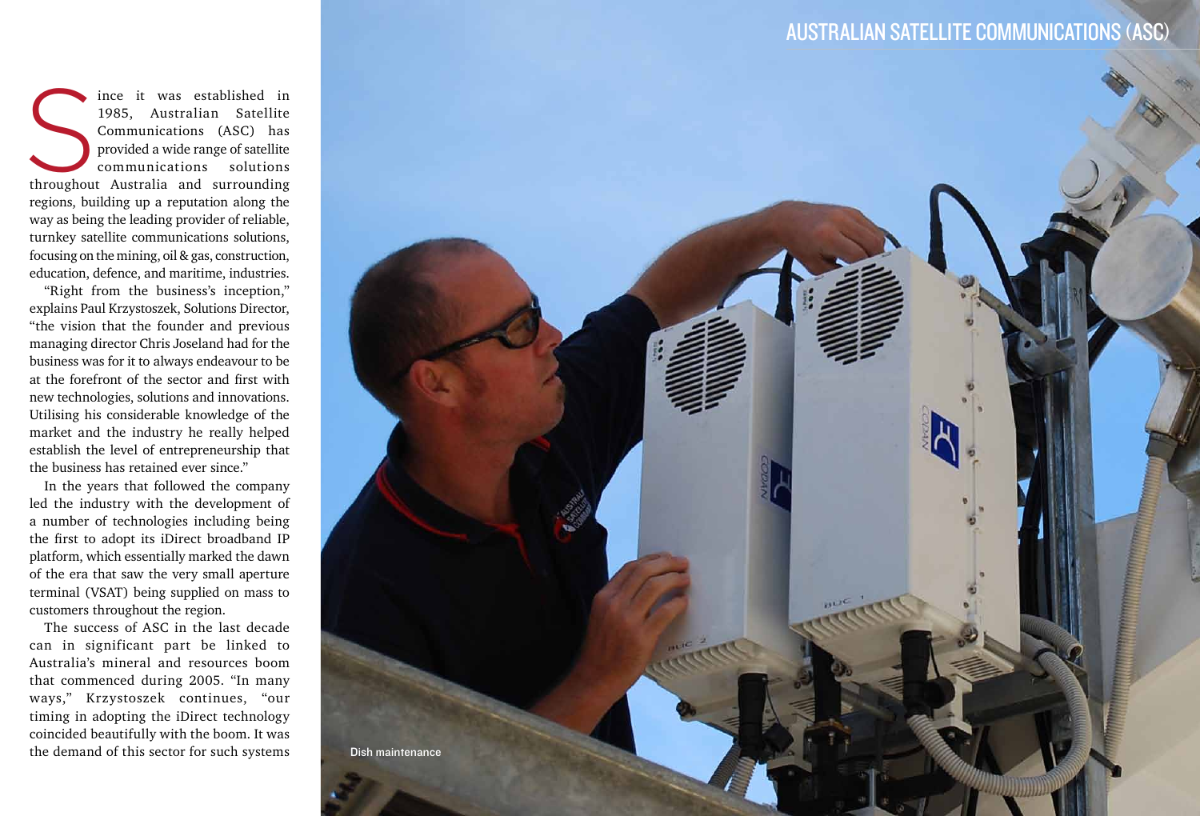## AUSTRALIAN SATELLITE COMMUNICATIONS (ASC)

Since it was established in 1985, Australian Satellite Communications (ASC) has provided a wide range of satellite communications solutions throughout Australia and surrounding regions, building up a reputation along the way as being the leading provider of reliable, turnkey satellite communications solutions, focusing on the mining, oil & gas, construction, education, defence, and maritime, industries.

"Right from the business's inception," explains Paul Krzystoszek, Solutions Director, "the vision that the founder and previous managing director Chris Joseland had for the business was for it to always endeavour to be at the forefront of the sector and first with new technologies, solutions and innovations. Utilising his considerable knowledge of the market and the industry he really helped establish the level of entrepreneurship that the business has retained ever since."

In the years that followed the company led the industry with the development of a number of technologies including being the first to adopt its iDirect broadband IP platform, which essentially marked the dawn of the era that saw the very small aperture terminal (VSAT) being supplied on mass to customers throughout the region.

The success of ASC in the last decade can in significant part be linked to Australia's mineral and resources boom that commenced during 2005. "In many ways," Krzystoszek continues, "our timing in adopting the iDirect technology coincided beautifully with the boom. It was the demand of this sector for such systems

Dish maintenance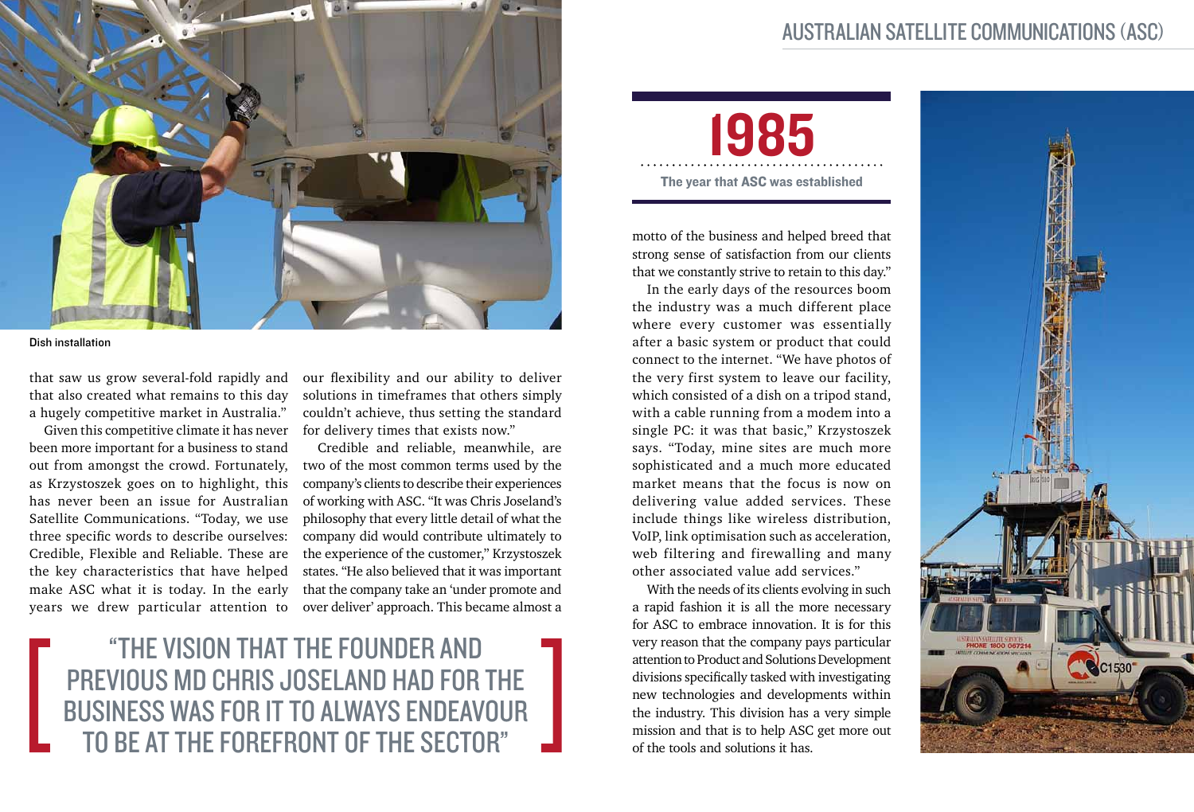Dish installation

that saw us grow several-fold rapidly and that also created what remains to this day a hugely competitive market in Australia."

Given this competitive climate it has never been more important for a business to stand out from amongst the crowd. Fortunately, as Krzystoszek goes on to highlight, this has never been an issue for Australian Satellite Communications. "Today, we use three specific words to describe ourselves: Credible, Flexible and Reliable. These are the key characteristics that have helped make ASC what it is today. In the early years we drew particular attention to our flexibility and our ability to deliver solutions in timeframes that others simply couldn't achieve, thus setting the standard for delivery times that exists now."

Credible and reliable, meanwhile, are two of the most common terms used by the company's clients to describe their experiences of working with ASC. "It was Chris Joseland's philosophy that every little detail of what the company did would contribute ultimately to the experience of the customer," Krzystoszek states. "He also believed that it was important that the company take an 'under promote and over deliver' approach. This became almost a motto of the business and helped breed that strong sense of satisfaction from our clients that we constantly strive to retain to this day."

> "THE VISION THAT THE FOUNDER AND PREVIOUS MD CHRIS JOSELAND HAD FOR THE BUSINESS WAS FOR IT TO ALWAYS ENDEAVOUR TO BE AT THE FOREFRONT OF THE SECTOR"

**1985**

**The year that ASC was established**

In the early days of the resources boom the industry was a much different place where every customer was essentially after a basic system or product that could connect to the internet. "We have photos of the very first system to leave our facility, which consisted of a dish on a tripod stand, with a cable running from a modem into a single PC: it was that basic," Krzystoszek says. "Today, mine sites are much more sophisticated and a much more educated market means that the focus is now on delivering value added services. These include things like wireless distribution, VoIP, link optimisation such as acceleration, web filtering and firewalling and many other associated value add services."

With the needs of its clients evolving in such a rapid fashion it is all the more necessary for ASC to embrace innovation. It is for this very reason that the company pays particular attention to Product and Solutions Development divisions specifically tasked with investigating new technologies and developments within the industry. This division has a very simple mission and that is to help ASC get more out of the tools and solutions it has.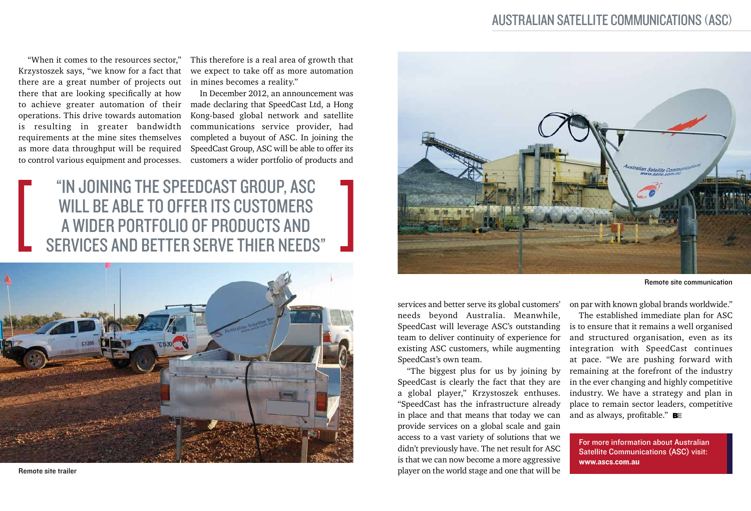"When it comes to the resources sector," Krzystoszek says, "we know for a fact that there are a great number of projects out there that are looking specifically at how to achieve greater automation of their operations. This drive towards automation is resulting in greater bandwidth requirements at the mine sites themselves as more data throughput will be required to control various equipment and processes. This therefore is a real area of growth that we expect to take off as more automation in mines becomes a reality."

In December 2012, an announcement was made declaring that SpeedCast Ltd, a Hong Kong-based global network and satellite communications service provider, had completed a buyout of ASC. In joining the SpeedCast Group, ASC will be able to offer its customers a wider portfolio of products and services and better serve its global customers' needs beyond Australia. Meanwhile, SpeedCast will leverage ASC's outstanding team to deliver continuity of experience for existing ASC customers, while augmenting SpeedCast's own team.

> "IN JOINING THE SPEEDCAST GROUP, ASC WILL BE ABLE TO OFFER ITS CUSTOMERS A WIDER PORTFOLIO OF PRODUCTS AND SERVICES AND BETTER SERVE THIER NEEDS"

Remote site trailer

Remote site communication

"The biggest plus for us by joining by SpeedCast is clearly the fact that they are a global player," Krzystoszek enthuses. "SpeedCast has the infrastructure already in place and that means that today we can provide services on a global scale and gain access to a vast variety of solutions that we didn't previously have. The net result for ASC is that we can now become a more aggressive player on the world stage and one that will be on par with known global brands worldwide."

The established immediate plan for ASC is to ensure that it remains a well organised and structured organisation, even as its integration with SpeedCast continues at pace. "We are pushing forward with remaining at the forefront of the industry in the ever changing and highly competitive industry. We have a strategy and plan in place to remain sector leaders, competitive and as always, profitable."

**For more information about Australian Satellite Communications (ASC) visit: www.ascs.com.au**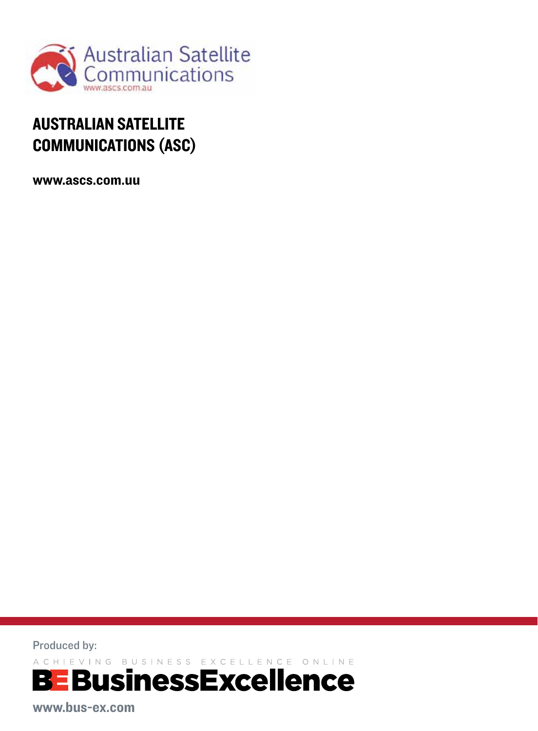Australian Satellite Communications

www.ascs.com.au

# AUSTRALIAN SATELLITE COMMUNICATIONS (ASC)

**www.ascs.com.uu**

Produced by:

ACHIEVING BUSINESS EXCELLENCE ONLINE

BE BusinessExcellence

**www.bus-ex.com**